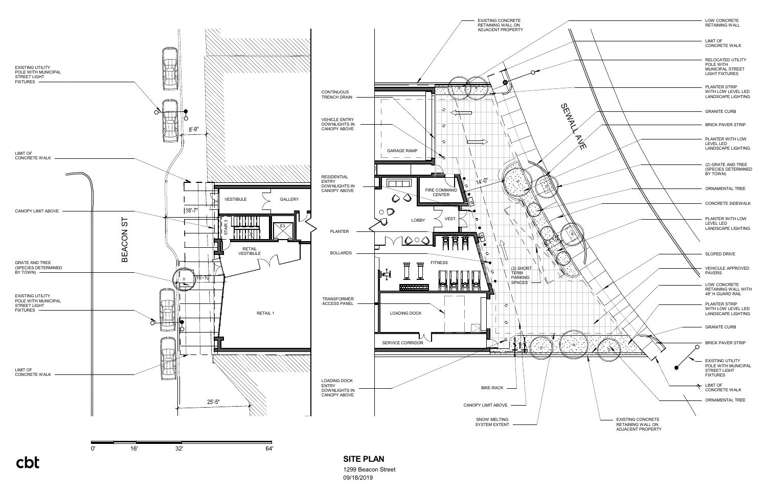## SITE PLAN

1299 Beacon Street
09/18/2019

cbt

### Left plan (Beacon St)

- EXISTING UTILITY POLE WITH MUNICIPAL STREET LIGHT FIXTURES
- LIMIT OF CONCRETE WALK
- CANOPY LIMIT ABOVE
- GRATE AND TREE (SPECIES DETERMINED BY TOWN)
- EXISTING UTILITY POLE WITH MUNICIPAL STREET LIGHT FIXTURES
- LIMIT OF CONCRETE WALK

BEACON ST

8'-9"
18'-7"
16'-10"
25'-5"

VESTIBULE
GALLERY
STAIR 3
E3
RETAIL VESTIBULE
RETAIL 1

0' 16' 32' 64'

### Right plan (Sewall Ave)

- CONTINUOUS TRENCH DRAIN
- VEHICLE ENTRY DOWNLIGHTS IN CANOPY ABOVE
- RESIDENTIAL ENTRY DOWNLIGHTS IN CANOPY ABOVE
- PLANTER
- BOLLARDS
- TRANSFORMER ACCESS PANEL
- LOADING DOCK ENTRY DOWNLIGHTS IN CANOPY ABOVE
- EXISTING CONCRETE RETAINING WALL ON ADJACENT PROPERTY
- BIKE-RACK
- CANOPY LIMIT ABOVE
- SNOW MELTING SYSTEM EXTENT
- EXISTING CONCRETE RETAINING WALL ON ADJACENT PROPERTY
- LOW CONCRETE RETAINING WALL
- LIMIT OF CONCRETE WALK
- RELOCATED UTILITY POLE WITH MUNICIPAL STREET LIGHT FIXTURES
- PLANTER STRIP WITH LOW LEVEL LED LANDSCAPE LIGHTING
- GRANITE CURB
- BRICK PAVER STRIP
- PLANTER WITH LOW LEVEL LED LANDSCAPE LIGHTING
- (2) GRATE AND TREE (SPECIES DETERMINED BY TOWN)
- ORNAMENTAL TREE
- CONCRETE SIDEWALK
- PLANTER WITH LOW LEVEL LED LANDSCAPE LIGHTING
- SLOPED DRIVE
- VEHICULE APPROVED PAVERS
- LOW CONCRETE RETAINING WALL WITH 48" H GUARD RAIL
- PLANTER STRIP WITH LOW LEVEL LED LANDSCAPE LIGHTING
- GRANITE CURB
- BRICK PAVER STRIP
- EXISTING UTILITY POLE WITH MUNICIPAL STREET LIGHT FIXTURES
- LIMIT OF CONCRETE WALK
- ORNAMENTAL TREE

SEWALL AVE

GARAGE RAMP
FIRE COMMAND CENTER
LOBBY
VEST.
FITNESS
LOADING DOCK
SERVICE CORRIDOR
14'-0"
(2) SHORT TERM PARKING SPACES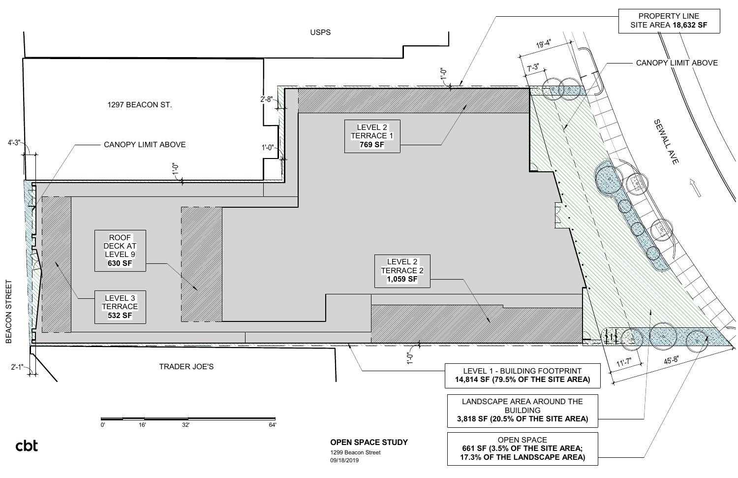PROPERTY LINE
SITE AREA **18,632 SF**

USPS

1297 BEACON ST.

CANOPY LIMIT ABOVE

CANOPY LIMIT ABOVE

SEWALL AVE

BEACON STREET

TRADER JOE'S

4'-3"

2'-8"

1'-0"

1'-0"

1'-0"

1'-0"

2'-1"

19'-4"

7'-3"

11'-7"

45'-8"

LEVEL 2
TERRACE 1
**769 SF**

ROOF
DECK AT
LEVEL 9
**630 SF**

LEVEL 3
TERRACE
**532 SF**

LEVEL 2
TERRACE 2
**1,059 SF**

LEVEL 1 - BUILDING FOOTPRINT
**14,814 SF (79.5% OF THE SITE AREA)**

LANDSCAPE AREA AROUND THE BUILDING
**3,818 SF (20.5% OF THE SITE AREA)**

OPEN SPACE
**661 SF (3.5% OF THE SITE AREA; 17.3% OF THE LANDSCAPE AREA)**

0' 16' 32' 64'

cbt

**OPEN SPACE STUDY**
1299 Beacon Street
09/18/2019